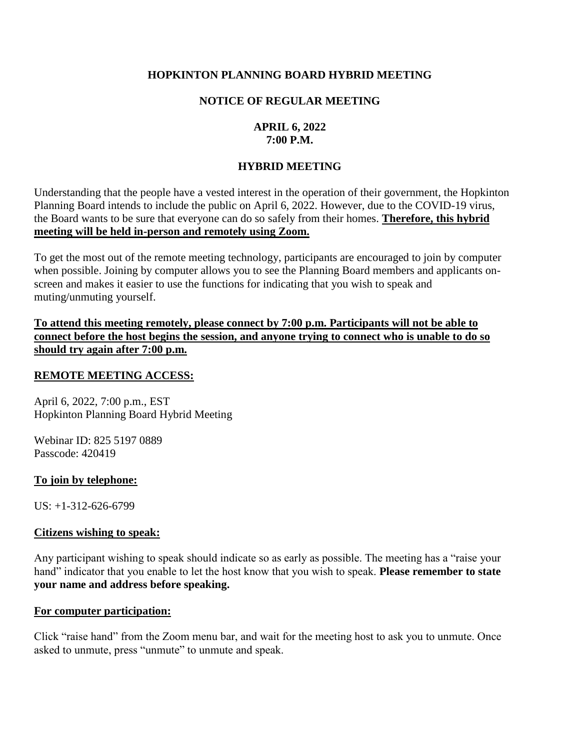# HOPKINTON PLANNING BOARD HYBRID MEETING

## NOTICE OF REGULAR MEETING

**APRIL 6, 2022**
**7:00 P.M.**

## HYBRID MEETING

Understanding that the people have a vested interest in the operation of their government, the Hopkinton Planning Board intends to include the public on April 6, 2022. However, due to the COVID-19 virus, the Board wants to be sure that everyone can do so safely from their homes. **<u>Therefore, this hybrid meeting will be held in-person and remotely using Zoom.</u>**

To get the most out of the remote meeting technology, participants are encouraged to join by computer when possible. Joining by computer allows you to see the Planning Board members and applicants on-screen and makes it easier to use the functions for indicating that you wish to speak and muting/unmuting yourself.

**<u>To attend this meeting remotely, please connect by 7:00 p.m. Participants will not be able to connect before the host begins the session, and anyone trying to connect who is unable to do so should try again after 7:00 p.m.</u>**

### <u>REMOTE MEETING ACCESS:</u>

April 6, 2022, 7:00 p.m., EST
Hopkinton Planning Board Hybrid Meeting

Webinar ID: 825 5197 0889
Passcode: 420419

### <u>To join by telephone:</u>

US: +1-312-626-6799

### <u>Citizens wishing to speak:</u>

Any participant wishing to speak should indicate so as early as possible. The meeting has a "raise your hand" indicator that you enable to let the host know that you wish to speak. **Please remember to state your name and address before speaking.**

### <u>For computer participation:</u>

Click "raise hand" from the Zoom menu bar, and wait for the meeting host to ask you to unmute. Once asked to unmute, press "unmute" to unmute and speak.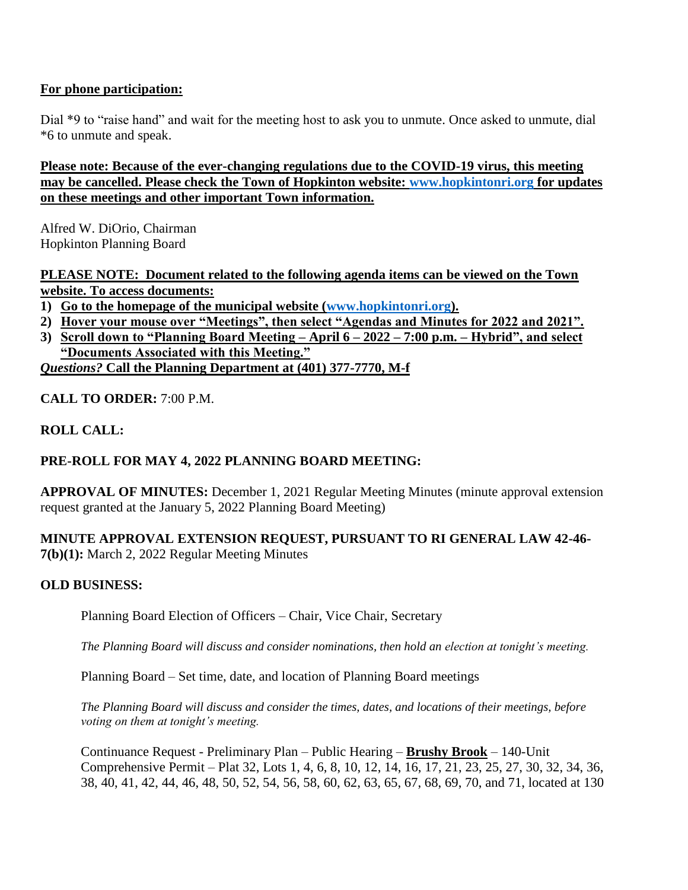**For phone participation:**

Dial *9 to "raise hand" and wait for the meeting host to ask you to unmute. Once asked to unmute, dial *6 to unmute and speak.

**Please note: Because of the ever-changing regulations due to the COVID-19 virus, this meeting may be cancelled. Please check the Town of Hopkinton website: www.hopkintonri.org for updates on these meetings and other important Town information.**

Alfred W. DiOrio, Chairman
Hopkinton Planning Board

**PLEASE NOTE: Document related to the following agenda items can be viewed on the Town website. To access documents:**

1) **Go to the homepage of the municipal website (www.hopkintonri.org).**
2) **Hover your mouse over "Meetings", then select "Agendas and Minutes for 2022 and 2021".**
3) **Scroll down to "Planning Board Meeting – April 6 – 2022 – 7:00 p.m. – Hybrid", and select "Documents Associated with this Meeting."**

***Questions?* Call the Planning Department at (401) 377-7770, M-f**

**CALL TO ORDER:** 7:00 P.M.

**ROLL CALL:**

**PRE-ROLL FOR MAY 4, 2022 PLANNING BOARD MEETING:**

**APPROVAL OF MINUTES:** December 1, 2021 Regular Meeting Minutes (minute approval extension request granted at the January 5, 2022 Planning Board Meeting)

**MINUTE APPROVAL EXTENSION REQUEST, PURSUANT TO RI GENERAL LAW 42-46-7(b)(1):** March 2, 2022 Regular Meeting Minutes

**OLD BUSINESS:**

Planning Board Election of Officers – Chair, Vice Chair, Secretary

*The Planning Board will discuss and consider nominations, then hold an election at tonight's meeting.*

Planning Board – Set time, date, and location of Planning Board meetings

*The Planning Board will discuss and consider the times, dates, and locations of their meetings, before voting on them at tonight's meeting.*

Continuance Request - Preliminary Plan – Public Hearing – **Brushy Brook** – 140-Unit Comprehensive Permit – Plat 32, Lots 1, 4, 6, 8, 10, 12, 14, 16, 17, 21, 23, 25, 27, 30, 32, 34, 36, 38, 40, 41, 42, 44, 46, 48, 50, 52, 54, 56, 58, 60, 62, 63, 65, 67, 68, 69, 70, and 71, located at 130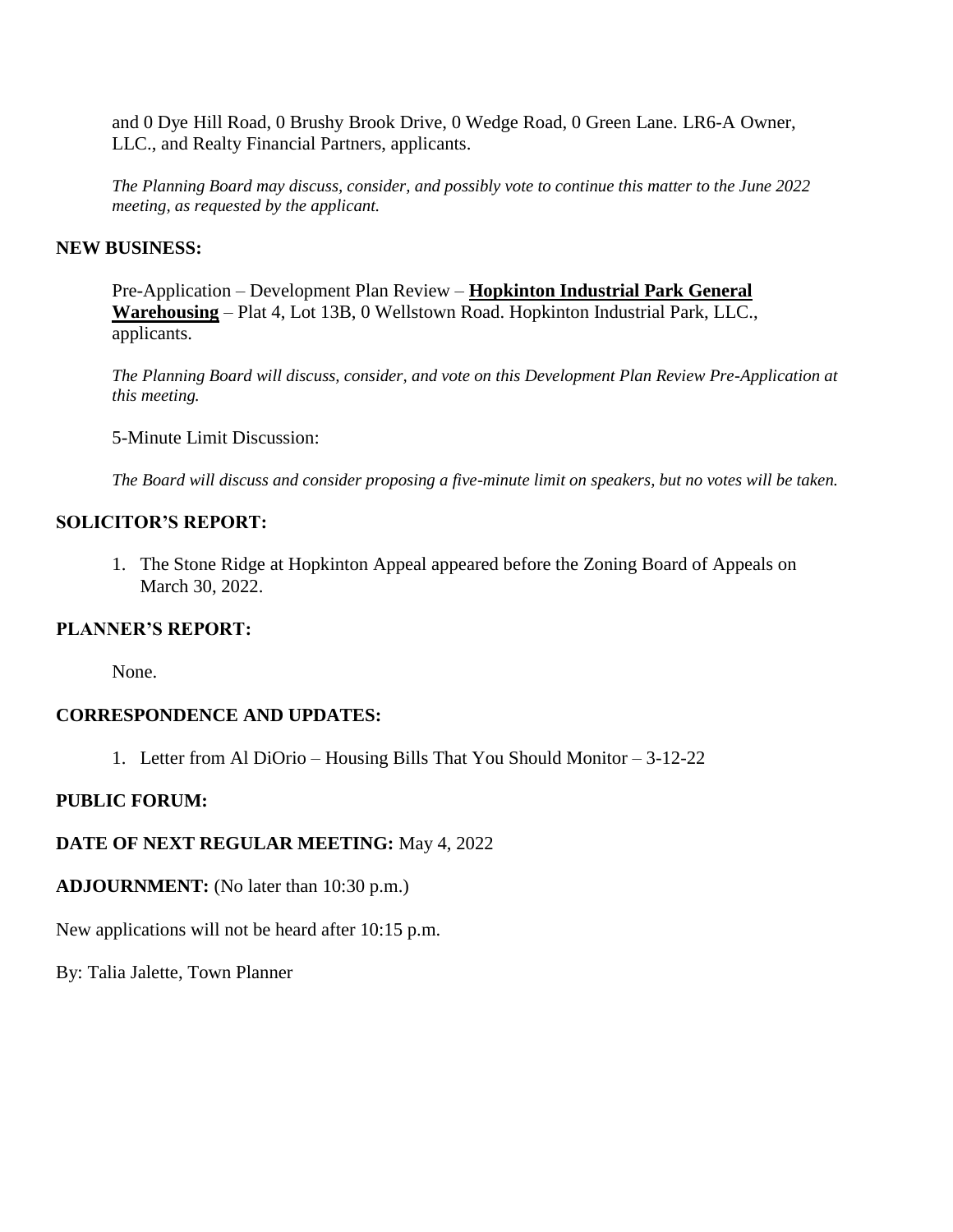and 0 Dye Hill Road, 0 Brushy Brook Drive, 0 Wedge Road, 0 Green Lane. LR6-A Owner, LLC., and Realty Financial Partners, applicants.

*The Planning Board may discuss, consider, and possibly vote to continue this matter to the June 2022 meeting, as requested by the applicant.*

**NEW BUSINESS:**

Pre-Application – Development Plan Review – **Hopkinton Industrial Park General Warehousing** – Plat 4, Lot 13B, 0 Wellstown Road. Hopkinton Industrial Park, LLC., applicants.

*The Planning Board will discuss, consider, and vote on this Development Plan Review Pre-Application at this meeting.*

5-Minute Limit Discussion:

*The Board will discuss and consider proposing a five-minute limit on speakers, but no votes will be taken.*

**SOLICITOR'S REPORT:**

1. The Stone Ridge at Hopkinton Appeal appeared before the Zoning Board of Appeals on March 30, 2022.

**PLANNER'S REPORT:**

None.

**CORRESPONDENCE AND UPDATES:**

1. Letter from Al DiOrio – Housing Bills That You Should Monitor – 3-12-22

**PUBLIC FORUM:**

**DATE OF NEXT REGULAR MEETING:** May 4, 2022

**ADJOURNMENT:** (No later than 10:30 p.m.)

New applications will not be heard after 10:15 p.m.

By: Talia Jalette, Town Planner